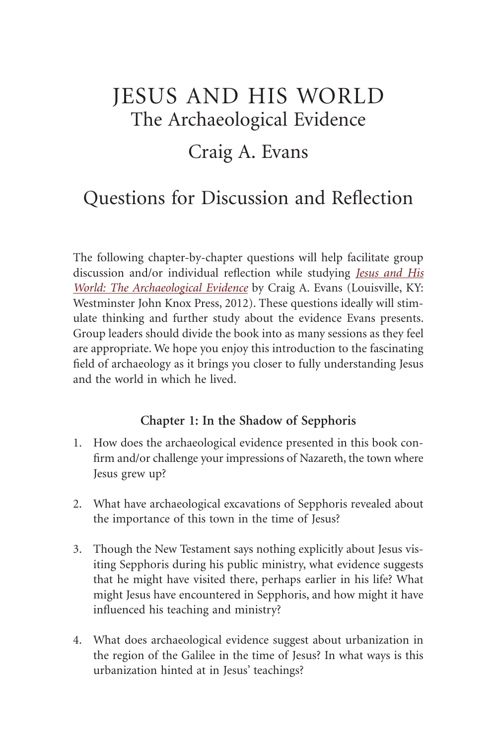# JESUS AND HIS WORLD

## The Archaeological Evidence

## Craig A. Evans

## Questions for Discussion and Reflection

The following chapter-by-chapter questions will help facilitate group discussion and/or individual reflection while studying *Jesus and His World: The Archaeological Evidence* by Craig A. Evans (Louisville, KY: Westminster John Knox Press, 2012). These questions ideally will stimulate thinking and further study about the evidence Evans presents. Group leaders should divide the book into as many sessions as they feel are appropriate. We hope you enjoy this introduction to the fascinating field of archaeology as it brings you closer to fully understanding Jesus and the world in which he lived.

### Chapter 1: In the Shadow of Sepphoris

1. How does the archaeological evidence presented in this book confirm and/or challenge your impressions of Nazareth, the town where Jesus grew up?

2. What have archaeological excavations of Sepphoris revealed about the importance of this town in the time of Jesus?

3. Though the New Testament says nothing explicitly about Jesus visiting Sepphoris during his public ministry, what evidence suggests that he might have visited there, perhaps earlier in his life? What might Jesus have encountered in Sepphoris, and how might it have influenced his teaching and ministry?

4. What does archaeological evidence suggest about urbanization in the region of the Galilee in the time of Jesus? In what ways is this urbanization hinted at in Jesus' teachings?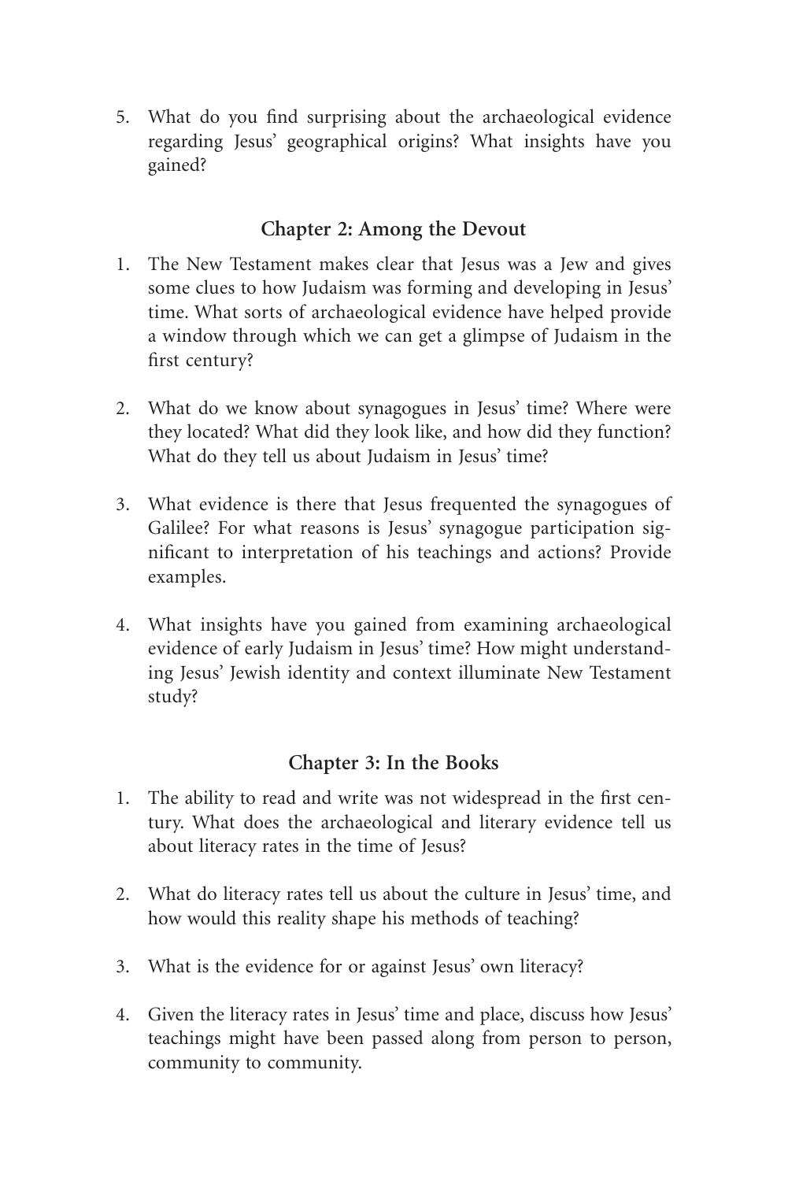5. What do you find surprising about the archaeological evidence regarding Jesus' geographical origins? What insights have you gained?

## Chapter 2: Among the Devout

1. The New Testament makes clear that Jesus was a Jew and gives some clues to how Judaism was forming and developing in Jesus' time. What sorts of archaeological evidence have helped provide a window through which we can get a glimpse of Judaism in the first century?

2. What do we know about synagogues in Jesus' time? Where were they located? What did they look like, and how did they function? What do they tell us about Judaism in Jesus' time?

3. What evidence is there that Jesus frequented the synagogues of Galilee? For what reasons is Jesus' synagogue participation significant to interpretation of his teachings and actions? Provide examples.

4. What insights have you gained from examining archaeological evidence of early Judaism in Jesus' time? How might understanding Jesus' Jewish identity and context illuminate New Testament study?

## Chapter 3: In the Books

1. The ability to read and write was not widespread in the first century. What does the archaeological and literary evidence tell us about literacy rates in the time of Jesus?

2. What do literacy rates tell us about the culture in Jesus' time, and how would this reality shape his methods of teaching?

3. What is the evidence for or against Jesus' own literacy?

4. Given the literacy rates in Jesus' time and place, discuss how Jesus' teachings might have been passed along from person to person, community to community.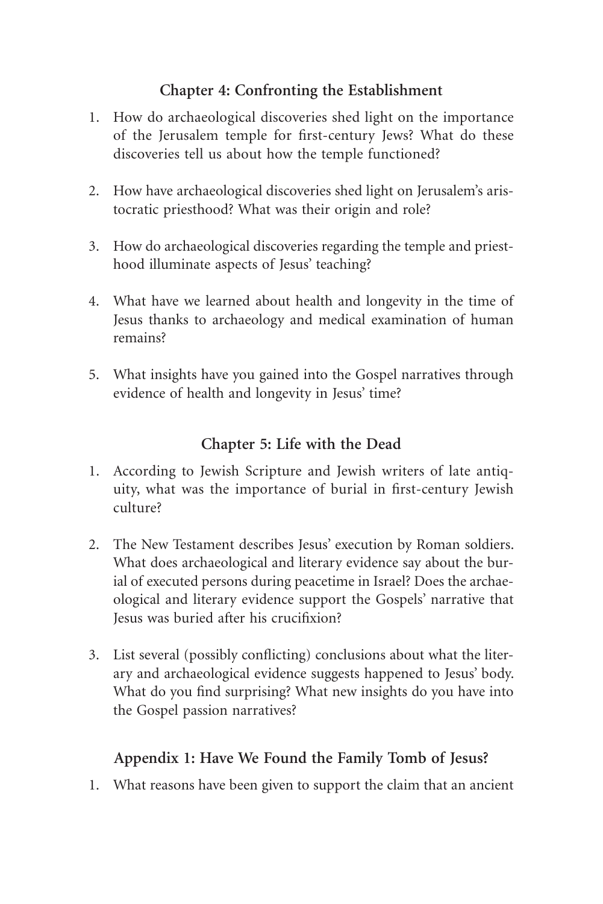### Chapter 4: Confronting the Establishment

1. How do archaeological discoveries shed light on the importance of the Jerusalem temple for first-century Jews? What do these discoveries tell us about how the temple functioned?

2. How have archaeological discoveries shed light on Jerusalem's aristocratic priesthood? What was their origin and role?

3. How do archaeological discoveries regarding the temple and priesthood illuminate aspects of Jesus' teaching?

4. What have we learned about health and longevity in the time of Jesus thanks to archaeology and medical examination of human remains?

5. What insights have you gained into the Gospel narratives through evidence of health and longevity in Jesus' time?

### Chapter 5: Life with the Dead

1. According to Jewish Scripture and Jewish writers of late antiquity, what was the importance of burial in first-century Jewish culture?

2. The New Testament describes Jesus' execution by Roman soldiers. What does archaeological and literary evidence say about the burial of executed persons during peacetime in Israel? Does the archaeological and literary evidence support the Gospels' narrative that Jesus was buried after his crucifixion?

3. List several (possibly conflicting) conclusions about what the literary and archaeological evidence suggests happened to Jesus' body. What do you find surprising? What new insights do you have into the Gospel passion narratives?

### Appendix 1: Have We Found the Family Tomb of Jesus?

1. What reasons have been given to support the claim that an ancient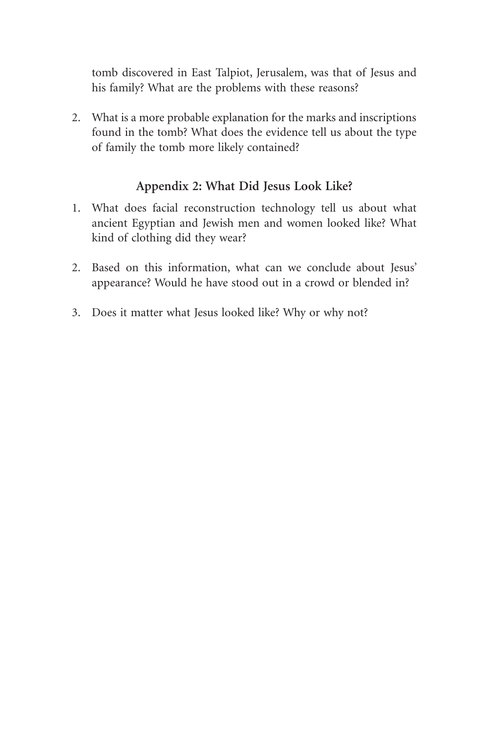tomb discovered in East Talpiot, Jerusalem, was that of Jesus and his family? What are the problems with these reasons?

2. What is a more probable explanation for the marks and inscriptions found in the tomb? What does the evidence tell us about the type of family the tomb more likely contained?

## Appendix 2: What Did Jesus Look Like?

1. What does facial reconstruction technology tell us about what ancient Egyptian and Jewish men and women looked like? What kind of clothing did they wear?

2. Based on this information, what can we conclude about Jesus' appearance? Would he have stood out in a crowd or blended in?

3. Does it matter what Jesus looked like? Why or why not?